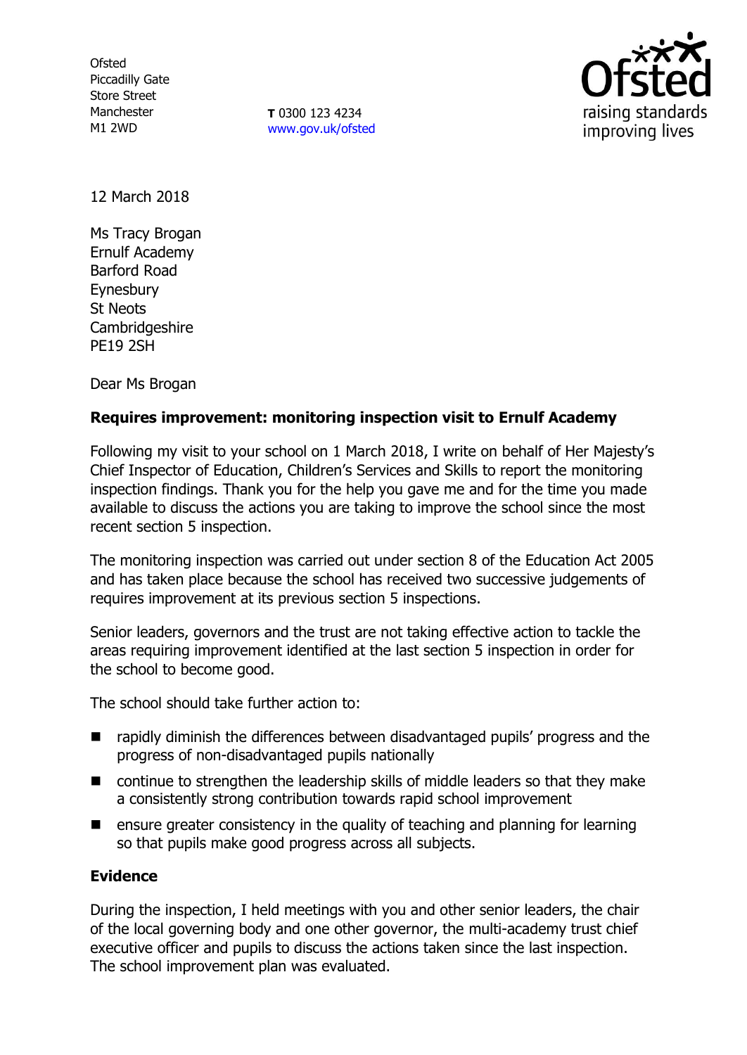Ofsted
Piccadilly Gate
Store Street
Manchester
M1 2WD

**T** 0300 123 4234
www.gov.uk/ofsted

raising standards
improving lives

12 March 2018

Ms Tracy Brogan
Ernulf Academy
Barford Road
Eynesbury
St Neots
Cambridgeshire
PE19 2SH

Dear Ms Brogan

**Requires improvement: monitoring inspection visit to Ernulf Academy**

Following my visit to your school on 1 March 2018, I write on behalf of Her Majesty's Chief Inspector of Education, Children's Services and Skills to report the monitoring inspection findings. Thank you for the help you gave me and for the time you made available to discuss the actions you are taking to improve the school since the most recent section 5 inspection.

The monitoring inspection was carried out under section 8 of the Education Act 2005 and has taken place because the school has received two successive judgements of requires improvement at its previous section 5 inspections.

Senior leaders, governors and the trust are not taking effective action to tackle the areas requiring improvement identified at the last section 5 inspection in order for the school to become good.

The school should take further action to:

- rapidly diminish the differences between disadvantaged pupils' progress and the progress of non-disadvantaged pupils nationally
- continue to strengthen the leadership skills of middle leaders so that they make a consistently strong contribution towards rapid school improvement
- ensure greater consistency in the quality of teaching and planning for learning so that pupils make good progress across all subjects.

**Evidence**

During the inspection, I held meetings with you and other senior leaders, the chair of the local governing body and one other governor, the multi-academy trust chief executive officer and pupils to discuss the actions taken since the last inspection. The school improvement plan was evaluated.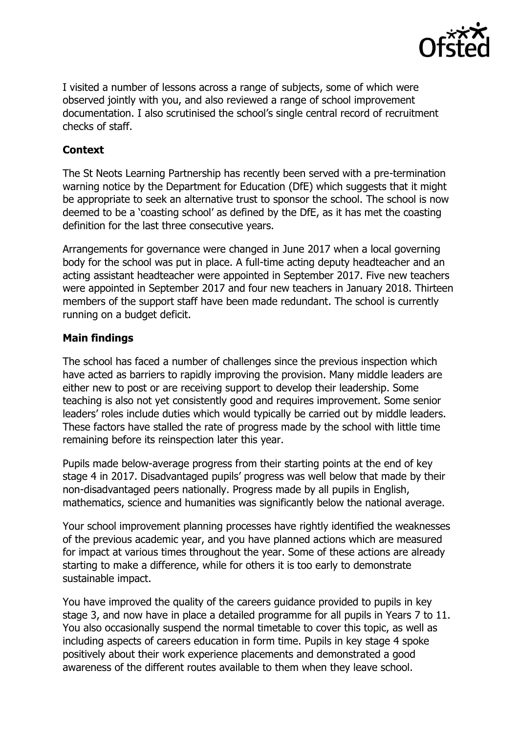I visited a number of lessons across a range of subjects, some of which were observed jointly with you, and also reviewed a range of school improvement documentation. I also scrutinised the school's single central record of recruitment checks of staff.

## Context

The St Neots Learning Partnership has recently been served with a pre-termination warning notice by the Department for Education (DfE) which suggests that it might be appropriate to seek an alternative trust to sponsor the school. The school is now deemed to be a 'coasting school' as defined by the DfE, as it has met the coasting definition for the last three consecutive years.

Arrangements for governance were changed in June 2017 when a local governing body for the school was put in place. A full-time acting deputy headteacher and an acting assistant headteacher were appointed in September 2017. Five new teachers were appointed in September 2017 and four new teachers in January 2018. Thirteen members of the support staff have been made redundant. The school is currently running on a budget deficit.

## Main findings

The school has faced a number of challenges since the previous inspection which have acted as barriers to rapidly improving the provision. Many middle leaders are either new to post or are receiving support to develop their leadership. Some teaching is also not yet consistently good and requires improvement. Some senior leaders' roles include duties which would typically be carried out by middle leaders. These factors have stalled the rate of progress made by the school with little time remaining before its reinspection later this year.

Pupils made below-average progress from their starting points at the end of key stage 4 in 2017. Disadvantaged pupils' progress was well below that made by their non-disadvantaged peers nationally. Progress made by all pupils in English, mathematics, science and humanities was significantly below the national average.

Your school improvement planning processes have rightly identified the weaknesses of the previous academic year, and you have planned actions which are measured for impact at various times throughout the year. Some of these actions are already starting to make a difference, while for others it is too early to demonstrate sustainable impact.

You have improved the quality of the careers guidance provided to pupils in key stage 3, and now have in place a detailed programme for all pupils in Years 7 to 11. You also occasionally suspend the normal timetable to cover this topic, as well as including aspects of careers education in form time. Pupils in key stage 4 spoke positively about their work experience placements and demonstrated a good awareness of the different routes available to them when they leave school.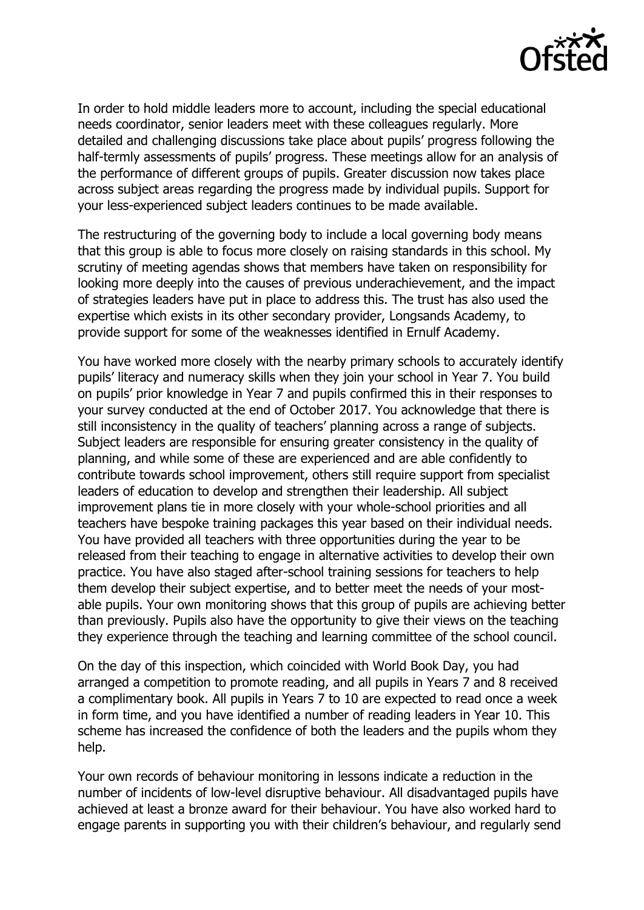In order to hold middle leaders more to account, including the special educational needs coordinator, senior leaders meet with these colleagues regularly. More detailed and challenging discussions take place about pupils' progress following the half-termly assessments of pupils' progress. These meetings allow for an analysis of the performance of different groups of pupils. Greater discussion now takes place across subject areas regarding the progress made by individual pupils. Support for your less-experienced subject leaders continues to be made available.

The restructuring of the governing body to include a local governing body means that this group is able to focus more closely on raising standards in this school. My scrutiny of meeting agendas shows that members have taken on responsibility for looking more deeply into the causes of previous underachievement, and the impact of strategies leaders have put in place to address this. The trust has also used the expertise which exists in its other secondary provider, Longsands Academy, to provide support for some of the weaknesses identified in Ernulf Academy.

You have worked more closely with the nearby primary schools to accurately identify pupils' literacy and numeracy skills when they join your school in Year 7. You build on pupils' prior knowledge in Year 7 and pupils confirmed this in their responses to your survey conducted at the end of October 2017. You acknowledge that there is still inconsistency in the quality of teachers' planning across a range of subjects. Subject leaders are responsible for ensuring greater consistency in the quality of planning, and while some of these are experienced and are able confidently to contribute towards school improvement, others still require support from specialist leaders of education to develop and strengthen their leadership. All subject improvement plans tie in more closely with your whole-school priorities and all teachers have bespoke training packages this year based on their individual needs. You have provided all teachers with three opportunities during the year to be released from their teaching to engage in alternative activities to develop their own practice. You have also staged after-school training sessions for teachers to help them develop their subject expertise, and to better meet the needs of your most-able pupils. Your own monitoring shows that this group of pupils are achieving better than previously. Pupils also have the opportunity to give their views on the teaching they experience through the teaching and learning committee of the school council.

On the day of this inspection, which coincided with World Book Day, you had arranged a competition to promote reading, and all pupils in Years 7 and 8 received a complimentary book. All pupils in Years 7 to 10 are expected to read once a week in form time, and you have identified a number of reading leaders in Year 10. This scheme has increased the confidence of both the leaders and the pupils whom they help.

Your own records of behaviour monitoring in lessons indicate a reduction in the number of incidents of low-level disruptive behaviour. All disadvantaged pupils have achieved at least a bronze award for their behaviour. You have also worked hard to engage parents in supporting you with their children's behaviour, and regularly send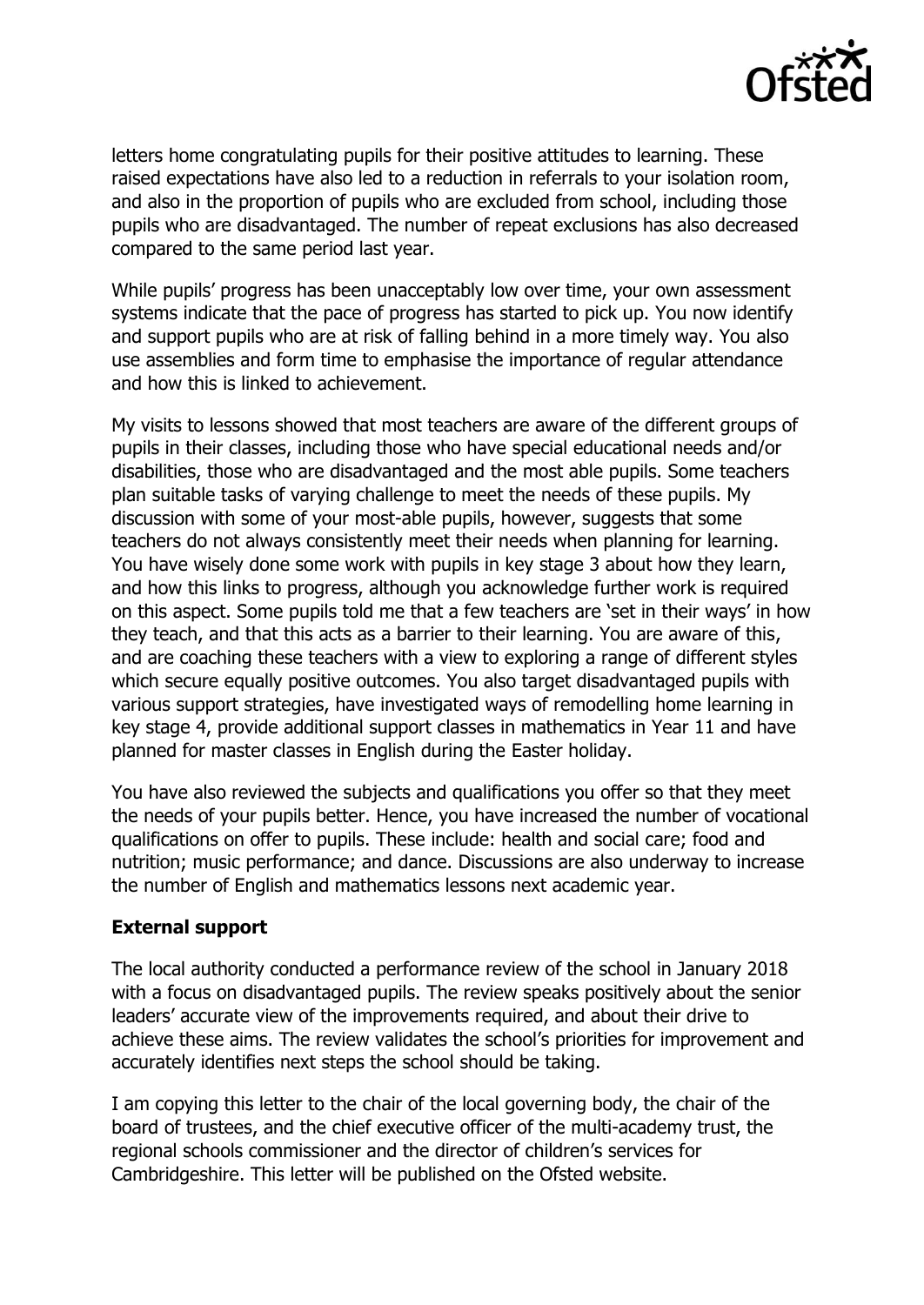letters home congratulating pupils for their positive attitudes to learning. These raised expectations have also led to a reduction in referrals to your isolation room, and also in the proportion of pupils who are excluded from school, including those pupils who are disadvantaged. The number of repeat exclusions has also decreased compared to the same period last year.

While pupils' progress has been unacceptably low over time, your own assessment systems indicate that the pace of progress has started to pick up. You now identify and support pupils who are at risk of falling behind in a more timely way. You also use assemblies and form time to emphasise the importance of regular attendance and how this is linked to achievement.

My visits to lessons showed that most teachers are aware of the different groups of pupils in their classes, including those who have special educational needs and/or disabilities, those who are disadvantaged and the most able pupils. Some teachers plan suitable tasks of varying challenge to meet the needs of these pupils. My discussion with some of your most-able pupils, however, suggests that some teachers do not always consistently meet their needs when planning for learning. You have wisely done some work with pupils in key stage 3 about how they learn, and how this links to progress, although you acknowledge further work is required on this aspect. Some pupils told me that a few teachers are 'set in their ways' in how they teach, and that this acts as a barrier to their learning. You are aware of this, and are coaching these teachers with a view to exploring a range of different styles which secure equally positive outcomes. You also target disadvantaged pupils with various support strategies, have investigated ways of remodelling home learning in key stage 4, provide additional support classes in mathematics in Year 11 and have planned for master classes in English during the Easter holiday.

You have also reviewed the subjects and qualifications you offer so that they meet the needs of your pupils better. Hence, you have increased the number of vocational qualifications on offer to pupils. These include: health and social care; food and nutrition; music performance; and dance. Discussions are also underway to increase the number of English and mathematics lessons next academic year.

**External support**

The local authority conducted a performance review of the school in January 2018 with a focus on disadvantaged pupils. The review speaks positively about the senior leaders' accurate view of the improvements required, and about their drive to achieve these aims. The review validates the school's priorities for improvement and accurately identifies next steps the school should be taking.

I am copying this letter to the chair of the local governing body, the chair of the board of trustees, and the chief executive officer of the multi-academy trust, the regional schools commissioner and the director of children's services for Cambridgeshire. This letter will be published on the Ofsted website.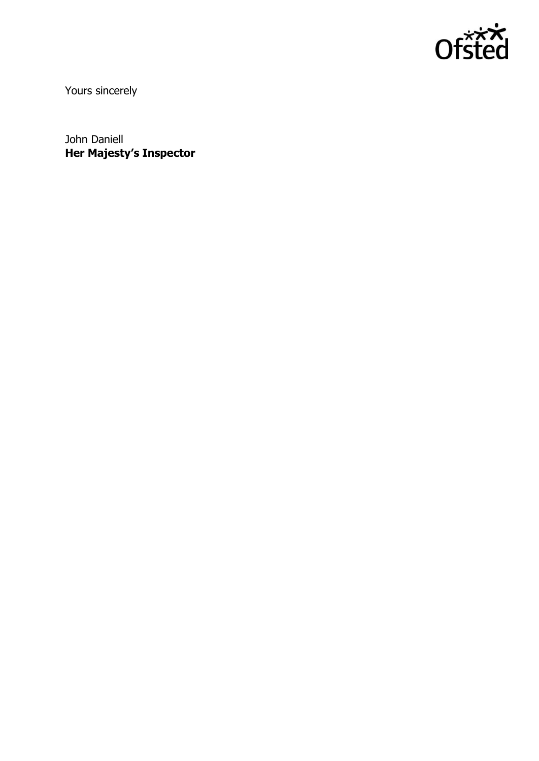Yours sincerely

John Daniell
**Her Majesty's Inspector**